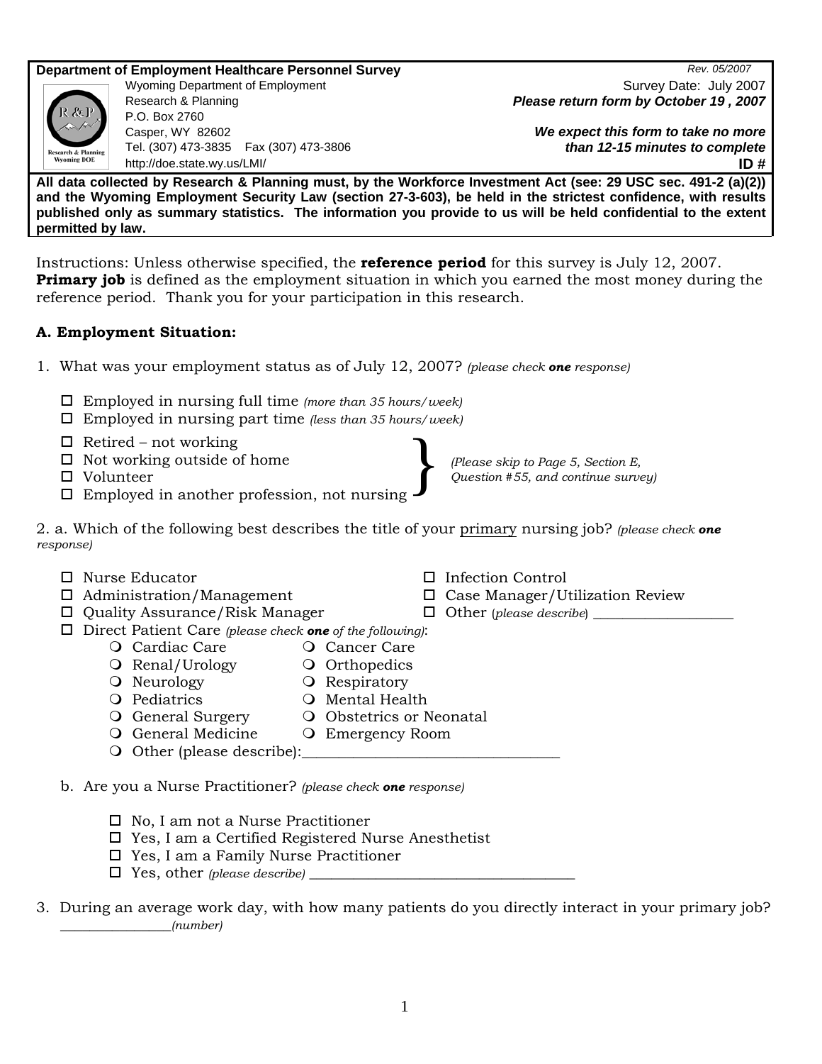**Department of Employment Healthcare Personnel Survey**

Rev. 05/2007

Wyoming Department of Employment
Research & Planning
P.O. Box 2760
Casper, WY 82602
Tel. (307) 473-3835 Fax (307) 473-3806
http://doe.state.wy.us/LMI/

Survey Date: July 2007
***Please return form by October 19 , 2007***

***We expect this form to take no more than 12-15 minutes to complete***

**ID #**

**All data collected by Research & Planning must, by the Workforce Investment Act (see: 29 USC sec. 491-2 (a)(2)) and the Wyoming Employment Security Law (section 27-3-603), be held in the strictest confidence, with results published only as summary statistics. The information you provide to us will be held confidential to the extent permitted by law.**

Instructions: Unless otherwise specified, the **reference period** for this survey is July 12, 2007. **Primary job** is defined as the employment situation in which you earned the most money during the reference period. Thank you for your participation in this research.

### A. Employment Situation:

1. What was your employment status as of July 12, 2007? *(please check **one** response)*

- ☐ Employed in nursing full time *(more than 35 hours/week)*
- ☐ Employed in nursing part time *(less than 35 hours/week)*
- ☐ Retired – not working
- ☐ Not working outside of home
- ☐ Volunteer
- ☐ Employed in another profession, not nursing

*(Please skip to Page 5, Section E, Question #55, and continue survey)*

2. a. Which of the following best describes the title of your primary nursing job? *(please check **one** response)*

- ☐ Nurse Educator
- ☐ Administration/Management
- ☐ Quality Assurance/Risk Manager
- ☐ Infection Control
- ☐ Case Manager/Utilization Review
- ☐ Other (*please describe*) ____________________
- ☐ Direct Patient Care *(please check **one** of the following)*:
  - ○ Cardiac Care
  - ○ Renal/Urology
  - ○ Neurology
  - ○ Pediatrics
  - ○ General Surgery
  - ○ General Medicine
  - ○ Cancer Care
  - ○ Orthopedics
  - ○ Respiratory
  - ○ Mental Health
  - ○ Obstetrics or Neonatal
  - ○ Emergency Room
  - ○ Other (please describe):___________________________________

b. Are you a Nurse Practitioner? *(please check **one** response)*

- ☐ No, I am not a Nurse Practitioner
- ☐ Yes, I am a Certified Registered Nurse Anesthetist
- ☐ Yes, I am a Family Nurse Practitioner
- ☐ Yes, other *(please describe)* ____________________________________

3. During an average work day, with how many patients do you directly interact in your primary job? ________________*(number)*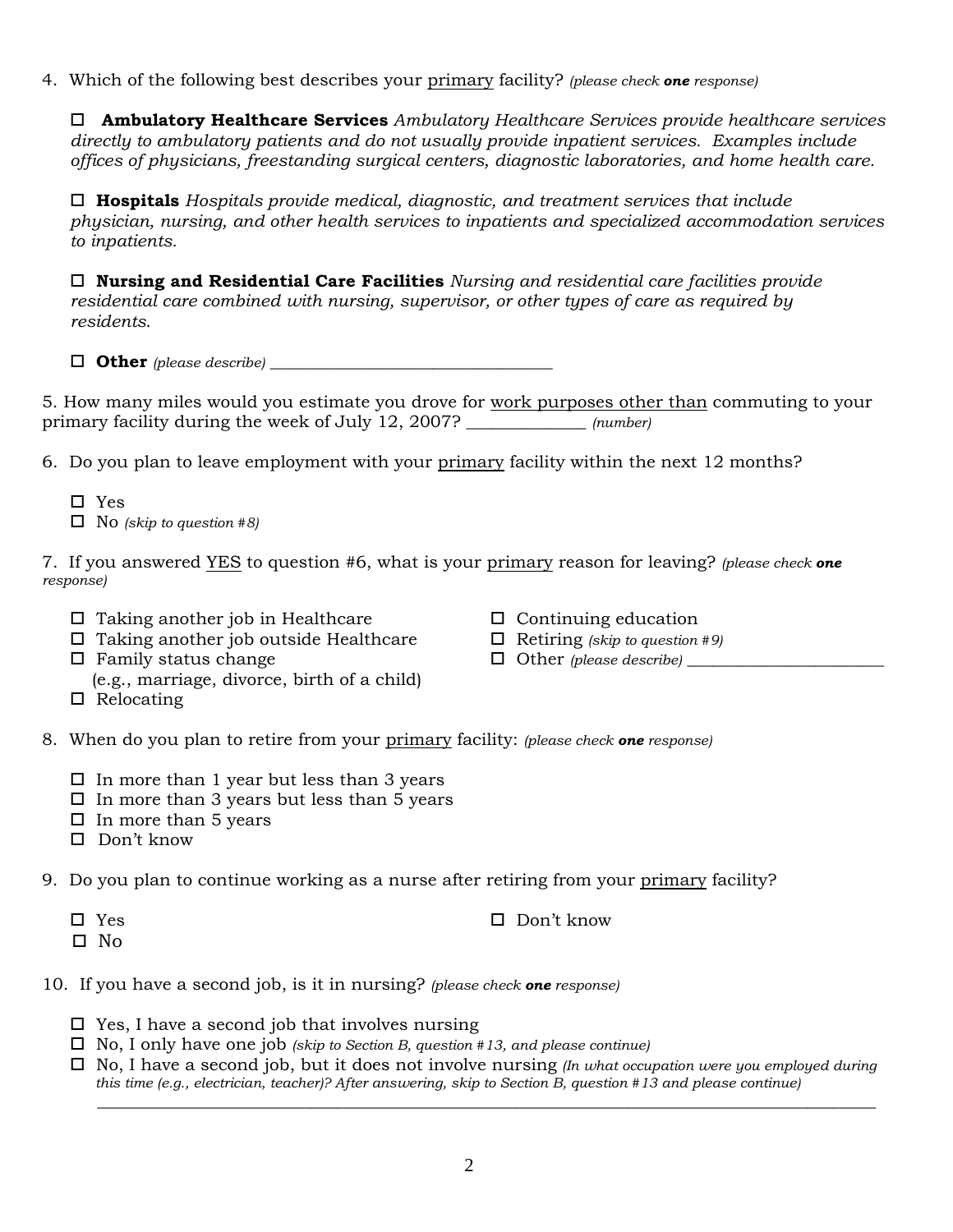4. Which of the following best describes your primary facility? *(please check **one** response)*

- ☐ **Ambulatory Healthcare Services** *Ambulatory Healthcare Services provide healthcare services directly to ambulatory patients and do not usually provide inpatient services. Examples include offices of physicians, freestanding surgical centers, diagnostic laboratories, and home health care.*

- ☐ **Hospitals** *Hospitals provide medical, diagnostic, and treatment services that include physician, nursing, and other health services to inpatients and specialized accommodation services to inpatients.*

- ☐ **Nursing and Residential Care Facilities** *Nursing and residential care facilities provide residential care combined with nursing, supervisor, or other types of care as required by residents.*

- ☐ **Other** *(please describe)* ___________________________________

5. How many miles would you estimate you drove for work purposes other than commuting to your primary facility during the week of July 12, 2007? ______________ *(number)*

6. Do you plan to leave employment with your primary facility within the next 12 months?

- ☐ Yes
- ☐ No *(skip to question #8)*

7. If you answered YES to question #6, what is your primary reason for leaving? *(please check **one** response)*

- ☐ Taking another job in Healthcare
- ☐ Taking another job outside Healthcare
- ☐ Family status change (e.g., marriage, divorce, birth of a child)
- ☐ Relocating
- ☐ Continuing education
- ☐ Retiring *(skip to question #9)*
- ☐ Other *(please describe)* ________________________

8. When do you plan to retire from your primary facility: *(please check **one** response)*

- ☐ In more than 1 year but less than 3 years
- ☐ In more than 3 years but less than 5 years
- ☐ In more than 5 years
- ☐ Don't know

9. Do you plan to continue working as a nurse after retiring from your primary facility?

- ☐ Yes
- ☐ No
- ☐ Don't know

10. If you have a second job, is it in nursing? *(please check **one** response)*

- ☐ Yes, I have a second job that involves nursing
- ☐ No, I only have one job *(skip to Section B, question #13, and please continue)*
- ☐ No, I have a second job, but it does not involve nursing *(In what occupation were you employed during this time (e.g., electrician, teacher)? After answering, skip to Section B, question #13 and please continue)*

  ______________________________________________________________________________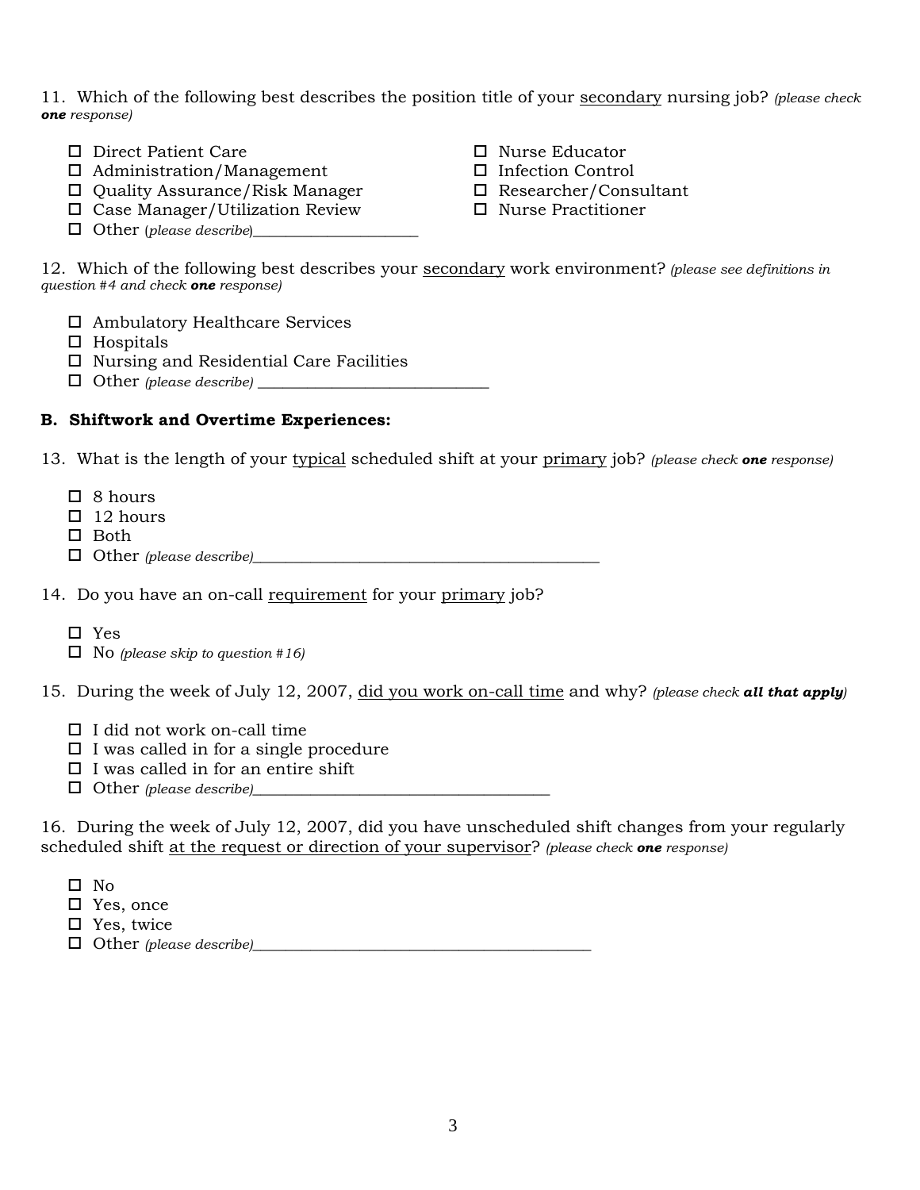11. Which of the following best describes the position title of your <u>secondary</u> nursing job? *(please check **one** response)*

- ☐ Direct Patient Care
- ☐ Administration/Management
- ☐ Quality Assurance/Risk Manager
- ☐ Case Manager/Utilization Review
- ☐ Nurse Educator
- ☐ Infection Control
- ☐ Researcher/Consultant
- ☐ Nurse Practitioner
- ☐ Other (*please describe*)______________________

12. Which of the following best describes your <u>secondary</u> work environment? *(please see definitions in question #4 and check **one** response)*

- ☐ Ambulatory Healthcare Services
- ☐ Hospitals
- ☐ Nursing and Residential Care Facilities
- ☐ Other *(please describe)* ______________________________

**B. Shiftwork and Overtime Experiences:**

13. What is the length of your <u>typical</u> scheduled shift at your <u>primary</u> job? *(please check **one** response)*

- ☐ 8 hours
- ☐ 12 hours
- ☐ Both
- ☐ Other *(please describe)*______________________________________________

14. Do you have an on-call <u>requirement</u> for your <u>primary</u> job?

- ☐ Yes
- ☐ No *(please skip to question #16)*

15. During the week of July 12, 2007, <u>did you work on-call time</u> and why? *(please check **all that apply**)*

- ☐ I did not work on-call time
- ☐ I was called in for a single procedure
- ☐ I was called in for an entire shift
- ☐ Other *(please describe)*______________________________________

16. During the week of July 12, 2007, did you have unscheduled shift changes from your regularly scheduled shift <u>at the request or direction of your supervisor</u>? *(please check **one** response)*

- ☐ No
- ☐ Yes, once
- ☐ Yes, twice
- ☐ Other *(please describe)*____________________________________________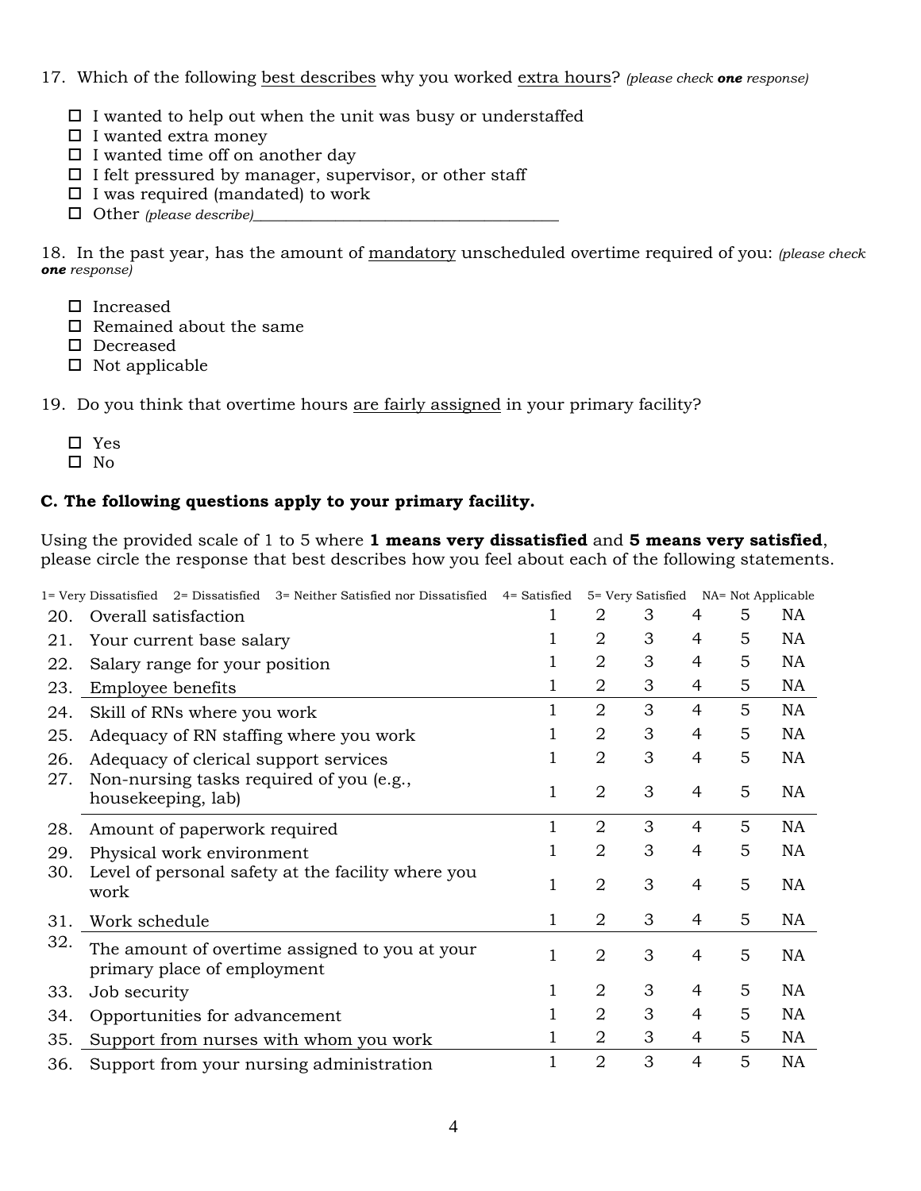17. Which of the following <u>best describes</u> why you worked <u>extra hours</u>? *(please check **one** response)*

- ☐ I wanted to help out when the unit was busy or understaffed
- ☐ I wanted extra money
- ☐ I wanted time off on another day
- ☐ I felt pressured by manager, supervisor, or other staff
- ☐ I was required (mandated) to work
- ☐ Other *(please describe)*_______________________________________

18. In the past year, has the amount of <u>mandatory</u> unscheduled overtime required of you: *(please check **one** response)*

- ☐ Increased
- ☐ Remained about the same
- ☐ Decreased
- ☐ Not applicable

19. Do you think that overtime hours <u>are fairly assigned</u> in your primary facility?

- ☐ Yes
- ☐ No

**C. The following questions apply to your primary facility.**

Using the provided scale of 1 to 5 where **1 means very dissatisfied** and **5 means very satisfied**, please circle the response that best describes how you feel about each of the following statements.

1= Very Dissatisfied 2= Dissatisfied 3= Neither Satisfied nor Dissatisfied 4= Satisfied 5= Very Satisfied NA= Not Applicable

| | | | | | | | |
|---|---|---|---|---|---|---|---|
| 20. | Overall satisfaction | 1 | 2 | 3 | 4 | 5 | NA |
| 21. | Your current base salary | 1 | 2 | 3 | 4 | 5 | NA |
| 22. | Salary range for your position | 1 | 2 | 3 | 4 | 5 | NA |
| 23. | Employee benefits | 1 | 2 | 3 | 4 | 5 | NA |
| 24. | Skill of RNs where you work | 1 | 2 | 3 | 4 | 5 | NA |
| 25. | Adequacy of RN staffing where you work | 1 | 2 | 3 | 4 | 5 | NA |
| 26. | Adequacy of clerical support services | 1 | 2 | 3 | 4 | 5 | NA |
| 27. | Non-nursing tasks required of you (e.g., housekeeping, lab) | 1 | 2 | 3 | 4 | 5 | NA |
| 28. | Amount of paperwork required | 1 | 2 | 3 | 4 | 5 | NA |
| 29. | Physical work environment | 1 | 2 | 3 | 4 | 5 | NA |
| 30. | Level of personal safety at the facility where you work | 1 | 2 | 3 | 4 | 5 | NA |
| 31. | Work schedule | 1 | 2 | 3 | 4 | 5 | NA |
| 32. | The amount of overtime assigned to you at your primary place of employment | 1 | 2 | 3 | 4 | 5 | NA |
| 33. | Job security | 1 | 2 | 3 | 4 | 5 | NA |
| 34. | Opportunities for advancement | 1 | 2 | 3 | 4 | 5 | NA |
| 35. | Support from nurses with whom you work | 1 | 2 | 3 | 4 | 5 | NA |
| 36. | Support from your nursing administration | 1 | 2 | 3 | 4 | 5 | NA |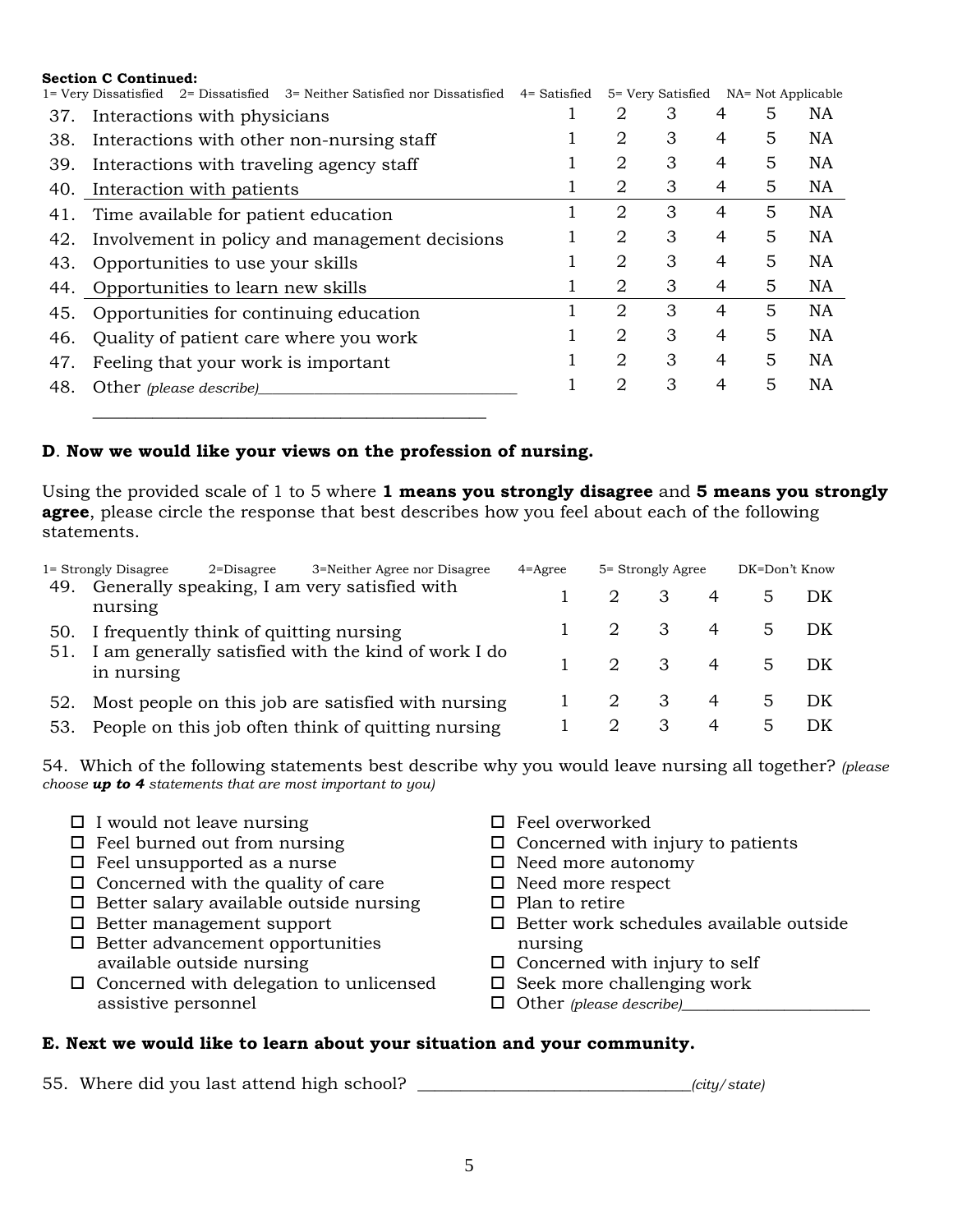**Section C Continued:**

1= Very Dissatisfied 2= Dissatisfied 3= Neither Satisfied nor Dissatisfied 4= Satisfied 5= Very Satisfied NA= Not Applicable

| | | | | | | | |
|---|---|---|---|---|---|---|---|
| 37. | Interactions with physicians | 1 | 2 | 3 | 4 | 5 | NA |
| 38. | Interactions with other non-nursing staff | 1 | 2 | 3 | 4 | 5 | NA |
| 39. | Interactions with traveling agency staff | 1 | 2 | 3 | 4 | 5 | NA |
| 40. | Interaction with patients | 1 | 2 | 3 | 4 | 5 | NA |
| 41. | Time available for patient education | 1 | 2 | 3 | 4 | 5 | NA |
| 42. | Involvement in policy and management decisions | 1 | 2 | 3 | 4 | 5 | NA |
| 43. | Opportunities to use your skills | 1 | 2 | 3 | 4 | 5 | NA |
| 44. | Opportunities to learn new skills | 1 | 2 | 3 | 4 | 5 | NA |
| 45. | Opportunities for continuing education | 1 | 2 | 3 | 4 | 5 | NA |
| 46. | Quality of patient care where you work | 1 | 2 | 3 | 4 | 5 | NA |
| 47. | Feeling that your work is important | 1 | 2 | 3 | 4 | 5 | NA |
| 48. | Other *(please describe)*________________________________ ______________________________________________ | 1 | 2 | 3 | 4 | 5 | NA |

**D**. **Now we would like your views on the profession of nursing.**

Using the provided scale of 1 to 5 where **1 means you strongly disagree** and **5 means you strongly agree**, please circle the response that best describes how you feel about each of the following statements.

1= Strongly Disagree 2=Disagree 3=Neither Agree nor Disagree 4=Agree 5= Strongly Agree DK=Don't Know

| | | | | | | | |
|---|---|---|---|---|---|---|---|
| 49. | Generally speaking, I am very satisfied with nursing | 1 | 2 | 3 | 4 | 5 | DK |
| 50. | I frequently think of quitting nursing | 1 | 2 | 3 | 4 | 5 | DK |
| 51. | I am generally satisfied with the kind of work I do in nursing | 1 | 2 | 3 | 4 | 5 | DK |
| 52. | Most people on this job are satisfied with nursing | 1 | 2 | 3 | 4 | 5 | DK |
| 53. | People on this job often think of quitting nursing | 1 | 2 | 3 | 4 | 5 | DK |

54. Which of the following statements best describe why you would leave nursing all together? *(please choose **up to 4** statements that are most important to you)*

- ☐ I would not leave nursing
- ☐ Feel burned out from nursing
- ☐ Feel unsupported as a nurse
- ☐ Concerned with the quality of care
- ☐ Better salary available outside nursing
- ☐ Better management support
- ☐ Better advancement opportunities available outside nursing
- ☐ Concerned with delegation to unlicensed assistive personnel
- ☐ Feel overworked
- ☐ Concerned with injury to patients
- ☐ Need more autonomy
- ☐ Need more respect
- ☐ Plan to retire
- ☐ Better work schedules available outside nursing
- ☐ Concerned with injury to self
- ☐ Seek more challenging work
- ☐ Other *(please describe)*________________________

**E. Next we would like to learn about your situation and your community.**

55. Where did you last attend high school? ________________________________*(city/state)*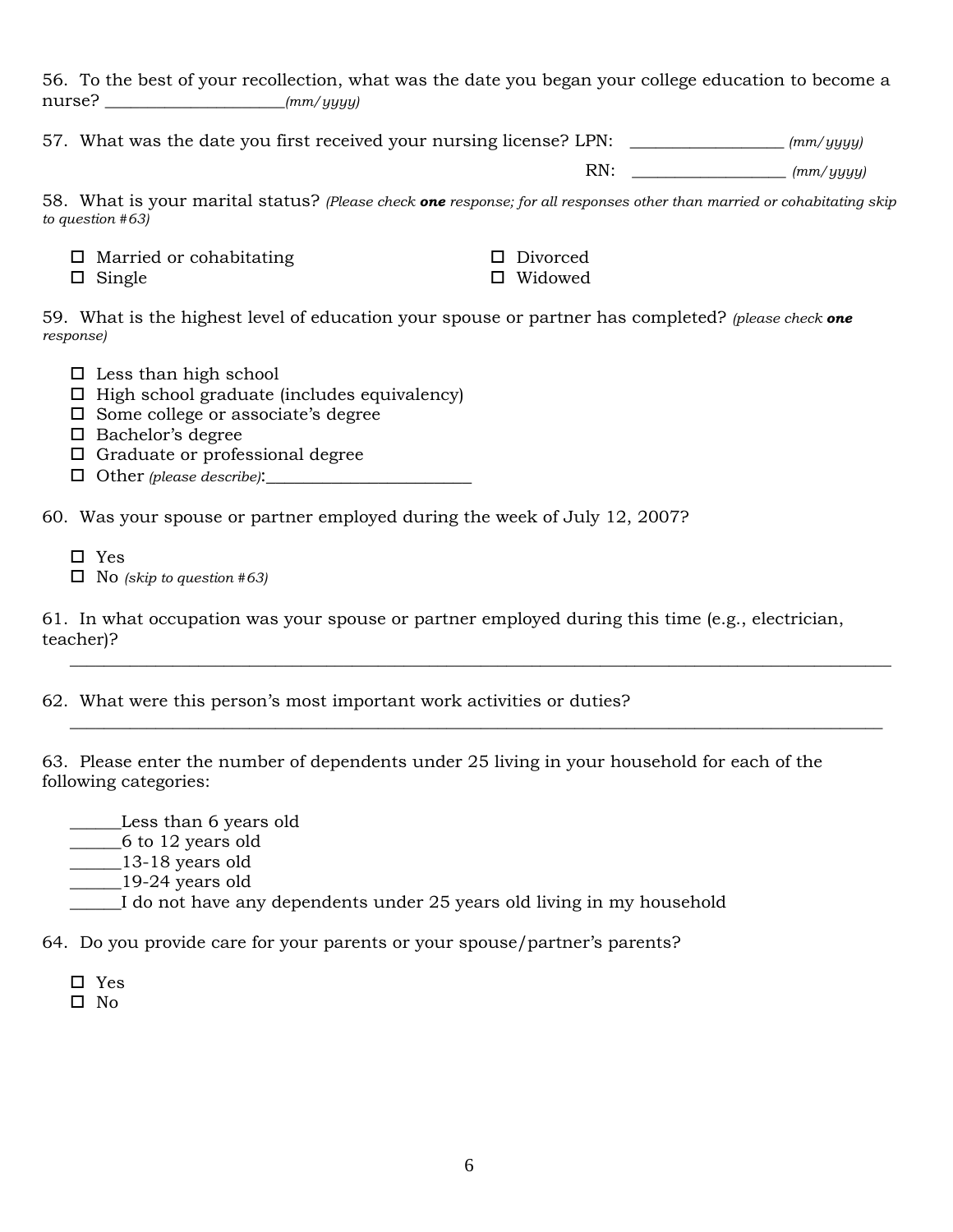56. To the best of your recollection, what was the date you began your college education to become a nurse? _____________________*(mm/yyyy)*

57. What was the date you first received your nursing license? LPN: __________________ *(mm/yyyy)*

RN: __________________ *(mm/yyyy)*

58. What is your marital status? *(Please check **one** response; for all responses other than married or cohabitating skip to question #63)*

- ☐ Married or cohabitating
- ☐ Single
- ☐ Divorced
- ☐ Widowed

59. What is the highest level of education your spouse or partner has completed? *(please check **one** response)*

- ☐ Less than high school
- ☐ High school graduate (includes equivalency)
- ☐ Some college or associate's degree
- ☐ Bachelor's degree
- ☐ Graduate or professional degree
- ☐ Other *(please describe)*:________________________

60. Was your spouse or partner employed during the week of July 12, 2007?

- ☐ Yes
- ☐ No *(skip to question #63)*

61. In what occupation was your spouse or partner employed during this time (e.g., electrician, teacher)?

______________________________________________________________________________

62. What were this person's most important work activities or duties?

______________________________________________________________________________

63. Please enter the number of dependents under 25 living in your household for each of the following categories:

______Less than 6 years old
______6 to 12 years old
______13-18 years old
______19-24 years old
______I do not have any dependents under 25 years old living in my household

64. Do you provide care for your parents or your spouse/partner's parents?

- ☐ Yes
- ☐ No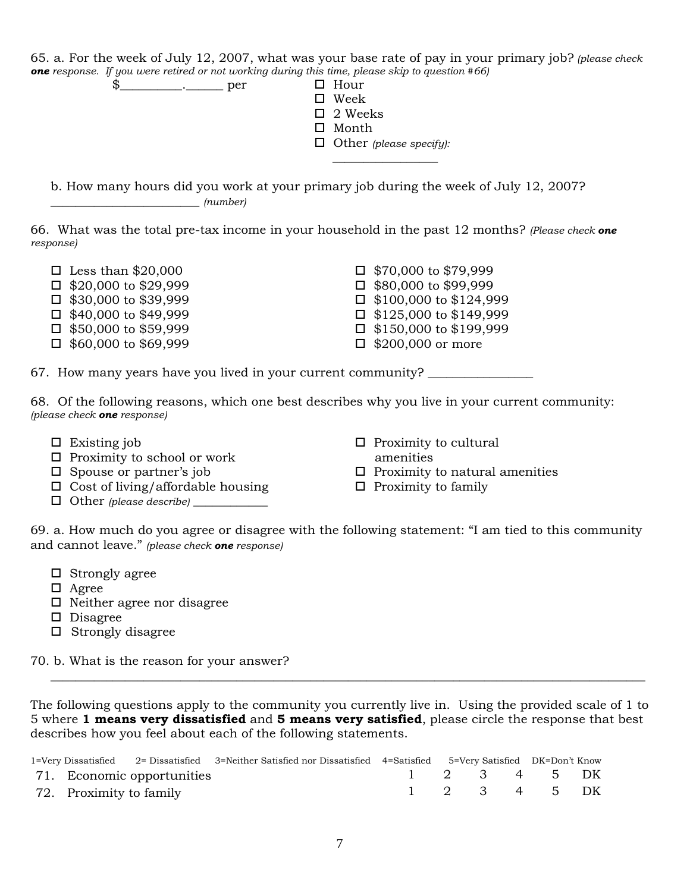65. a. For the week of July 12, 2007, what was your base rate of pay in your primary job? *(please check **one** response. If you were retired or not working during this time, please skip to question #66)*

$__________.______ per

- ☐ Hour
- ☐ Week
- ☐ 2 Weeks
- ☐ Month
- ☐ Other *(please specify):* _________________

b. How many hours did you work at your primary job during the week of July 12, 2007?
_________________________ *(number)*

66. What was the total pre-tax income in your household in the past 12 months? *(Please check **one** response)*

- ☐ Less than $20,000
- ☐ $20,000 to $29,999
- ☐ $30,000 to $39,999
- ☐ $40,000 to $49,999
- ☐ $50,000 to $59,999
- ☐ $60,000 to $69,999
- ☐ $70,000 to $79,999
- ☐ $80,000 to $99,999
- ☐ $100,000 to $124,999
- ☐ $125,000 to $149,999
- ☐ $150,000 to $199,999
- ☐ $200,000 or more

67. How many years have you lived in your current community? _________________

68. Of the following reasons, which one best describes why you live in your current community: *(please check **one** response)*

- ☐ Existing job
- ☐ Proximity to school or work
- ☐ Spouse or partner's job
- ☐ Cost of living/affordable housing
- ☐ Other *(please describe)* _____________
- ☐ Proximity to cultural amenities
- ☐ Proximity to natural amenities
- ☐ Proximity to family

69. a. How much do you agree or disagree with the following statement: "I am tied to this community and cannot leave." *(please check **one** response)*

- ☐ Strongly agree
- ☐ Agree
- ☐ Neither agree nor disagree
- ☐ Disagree
- ☐ Strongly disagree

70. b. What is the reason for your answer?
_____________________________________________________________________________

The following questions apply to the community you currently live in. Using the provided scale of 1 to 5 where **1 means very dissatisfied** and **5 means very satisfied**, please circle the response that best describes how you feel about each of the following statements.

1=Very Dissatisfied 2= Dissatisfied 3=Neither Satisfied nor Dissatisfied 4=Satisfied 5=Very Satisfied DK=Don't Know

| | | | | | | |
|---|---|---|---|---|---|---|
| 71. Economic opportunities | 1 | 2 | 3 | 4 | 5 | DK |
| 72. Proximity to family | 1 | 2 | 3 | 4 | 5 | DK |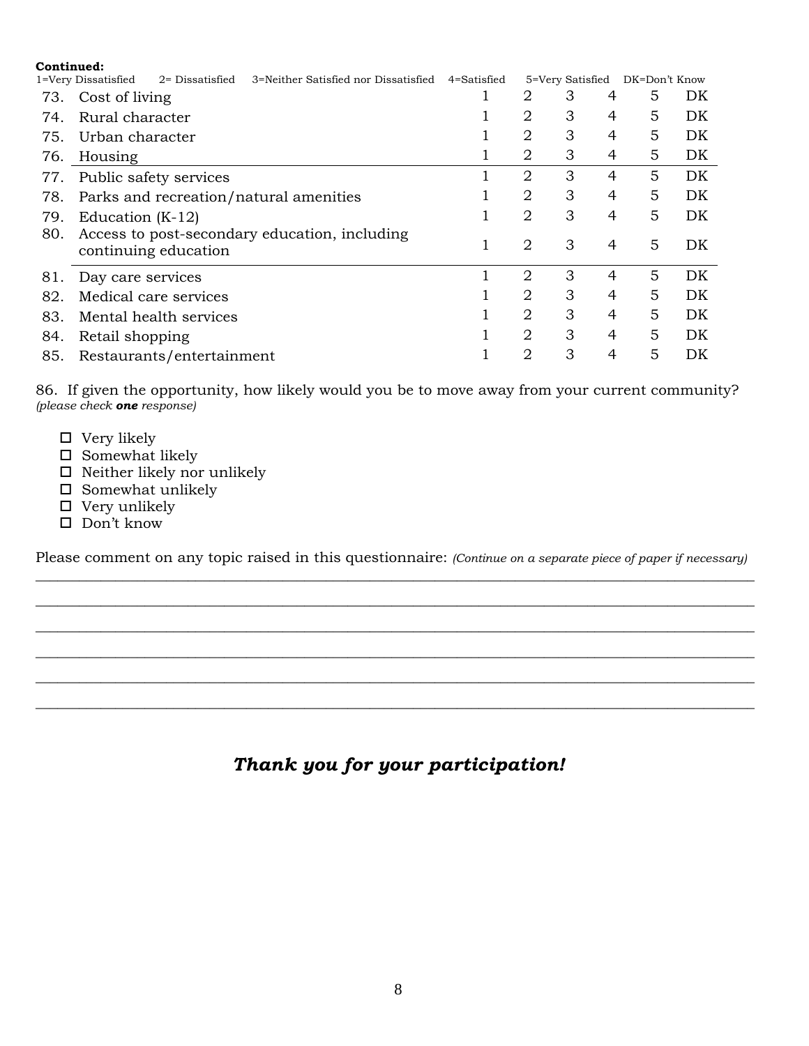**Continued:**

1=Very Dissatisfied 2= Dissatisfied 3=Neither Satisfied nor Dissatisfied 4=Satisfied 5=Very Satisfied DK=Don't Know

| | | | | | | | |
|---|---|---|---|---|---|---|---|
| 73. | Cost of living | 1 | 2 | 3 | 4 | 5 | DK |
| 74. | Rural character | 1 | 2 | 3 | 4 | 5 | DK |
| 75. | Urban character | 1 | 2 | 3 | 4 | 5 | DK |
| 76. | Housing | 1 | 2 | 3 | 4 | 5 | DK |
| 77. | Public safety services | 1 | 2 | 3 | 4 | 5 | DK |
| 78. | Parks and recreation/natural amenities | 1 | 2 | 3 | 4 | 5 | DK |
| 79. | Education (K-12) | 1 | 2 | 3 | 4 | 5 | DK |
| 80. | Access to post-secondary education, including continuing education | 1 | 2 | 3 | 4 | 5 | DK |
| 81. | Day care services | 1 | 2 | 3 | 4 | 5 | DK |
| 82. | Medical care services | 1 | 2 | 3 | 4 | 5 | DK |
| 83. | Mental health services | 1 | 2 | 3 | 4 | 5 | DK |
| 84. | Retail shopping | 1 | 2 | 3 | 4 | 5 | DK |
| 85. | Restaurants/entertainment | 1 | 2 | 3 | 4 | 5 | DK |

86. If given the opportunity, how likely would you be to move away from your current community? *(please check **one** response)*

- ☐ Very likely
- ☐ Somewhat likely
- ☐ Neither likely nor unlikely
- ☐ Somewhat unlikely
- ☐ Very unlikely
- ☐ Don't know

Please comment on any topic raised in this questionnaire: *(Continue on a separate piece of paper if necessary)*

\_\_\_\_\_\_\_\_\_\_\_\_\_\_\_\_\_\_\_\_\_\_\_\_\_\_\_\_\_\_\_\_\_\_\_\_\_\_\_\_\_\_\_\_\_\_\_\_\_\_\_\_\_\_\_\_\_\_\_\_\_\_\_\_\_\_\_\_\_\_\_\_\_\_\_\_\_\_

\_\_\_\_\_\_\_\_\_\_\_\_\_\_\_\_\_\_\_\_\_\_\_\_\_\_\_\_\_\_\_\_\_\_\_\_\_\_\_\_\_\_\_\_\_\_\_\_\_\_\_\_\_\_\_\_\_\_\_\_\_\_\_\_\_\_\_\_\_\_\_\_\_\_\_\_\_\_

\_\_\_\_\_\_\_\_\_\_\_\_\_\_\_\_\_\_\_\_\_\_\_\_\_\_\_\_\_\_\_\_\_\_\_\_\_\_\_\_\_\_\_\_\_\_\_\_\_\_\_\_\_\_\_\_\_\_\_\_\_\_\_\_\_\_\_\_\_\_\_\_\_\_\_\_\_\_

\_\_\_\_\_\_\_\_\_\_\_\_\_\_\_\_\_\_\_\_\_\_\_\_\_\_\_\_\_\_\_\_\_\_\_\_\_\_\_\_\_\_\_\_\_\_\_\_\_\_\_\_\_\_\_\_\_\_\_\_\_\_\_\_\_\_\_\_\_\_\_\_\_\_\_\_\_\_

\_\_\_\_\_\_\_\_\_\_\_\_\_\_\_\_\_\_\_\_\_\_\_\_\_\_\_\_\_\_\_\_\_\_\_\_\_\_\_\_\_\_\_\_\_\_\_\_\_\_\_\_\_\_\_\_\_\_\_\_\_\_\_\_\_\_\_\_\_\_\_\_\_\_\_\_\_\_

\_\_\_\_\_\_\_\_\_\_\_\_\_\_\_\_\_\_\_\_\_\_\_\_\_\_\_\_\_\_\_\_\_\_\_\_\_\_\_\_\_\_\_\_\_\_\_\_\_\_\_\_\_\_\_\_\_\_\_\_\_\_\_\_\_\_\_\_\_\_\_\_\_\_\_\_\_\_

***Thank you for your participation!***